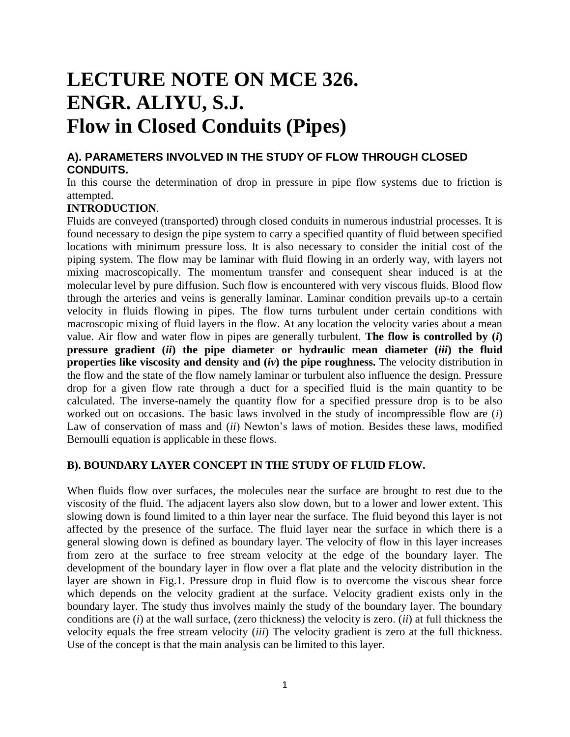# LECTURE NOTE ON MCE 326.
# ENGR. ALIYU, S.J.
# Flow in Closed Conduits (Pipes)

### A). PARAMETERS INVOLVED IN THE STUDY OF FLOW THROUGH CLOSED CONDUITS.

In this course the determination of drop in pressure in pipe flow systems due to friction is attempted.

**INTRODUCTION**.

Fluids are conveyed (transported) through closed conduits in numerous industrial processes. It is found necessary to design the pipe system to carry a specified quantity of fluid between specified locations with minimum pressure loss. It is also necessary to consider the initial cost of the piping system. The flow may be laminar with fluid flowing in an orderly way, with layers not mixing macroscopically. The momentum transfer and consequent shear induced is at the molecular level by pure diffusion. Such flow is encountered with very viscous fluids. Blood flow through the arteries and veins is generally laminar. Laminar condition prevails up-to a certain velocity in fluids flowing in pipes. The flow turns turbulent under certain conditions with macroscopic mixing of fluid layers in the flow. At any location the velocity varies about a mean value. Air flow and water flow in pipes are generally turbulent. **The flow is controlled by (*i*) pressure gradient (*ii*) the pipe diameter or hydraulic mean diameter (*iii*) the fluid properties like viscosity and density and (*iv*) the pipe roughness.** The velocity distribution in the flow and the state of the flow namely laminar or turbulent also influence the design. Pressure drop for a given flow rate through a duct for a specified fluid is the main quantity to be calculated. The inverse-namely the quantity flow for a specified pressure drop is to be also worked out on occasions. The basic laws involved in the study of incompressible flow are (*i*) Law of conservation of mass and (*ii*) Newton's laws of motion. Besides these laws, modified Bernoulli equation is applicable in these flows.

### B). BOUNDARY LAYER CONCEPT IN THE STUDY OF FLUID FLOW.

When fluids flow over surfaces, the molecules near the surface are brought to rest due to the viscosity of the fluid. The adjacent layers also slow down, but to a lower and lower extent. This slowing down is found limited to a thin layer near the surface. The fluid beyond this layer is not affected by the presence of the surface. The fluid layer near the surface in which there is a general slowing down is defined as boundary layer. The velocity of flow in this layer increases from zero at the surface to free stream velocity at the edge of the boundary layer. The development of the boundary layer in flow over a flat plate and the velocity distribution in the layer are shown in Fig.1. Pressure drop in fluid flow is to overcome the viscous shear force which depends on the velocity gradient at the surface. Velocity gradient exists only in the boundary layer. The study thus involves mainly the study of the boundary layer. The boundary conditions are (*i*) at the wall surface, (zero thickness) the velocity is zero. (*ii*) at full thickness the velocity equals the free stream velocity (*iii*) The velocity gradient is zero at the full thickness. Use of the concept is that the main analysis can be limited to this layer.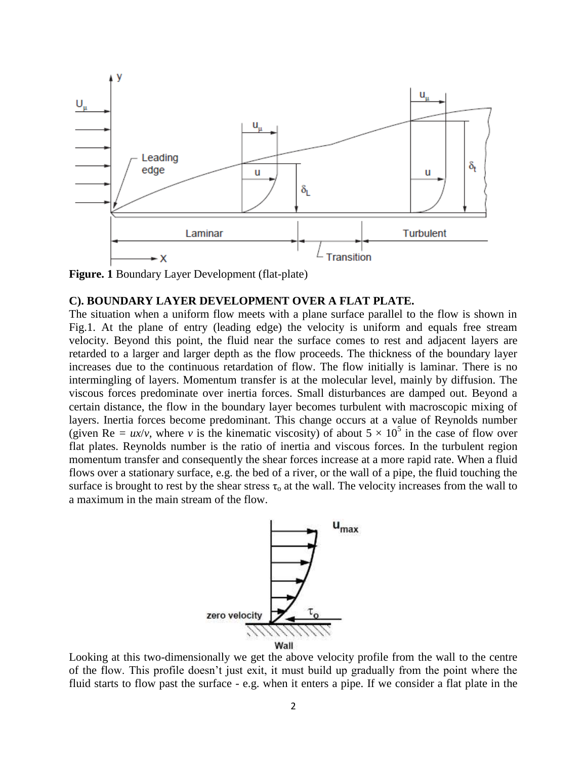**Figure. 1** Boundary Layer Development (flat-plate)

**C). BOUNDARY LAYER DEVELOPMENT OVER A FLAT PLATE.**

The situation when a uniform flow meets with a plane surface parallel to the flow is shown in Fig.1. At the plane of entry (leading edge) the velocity is uniform and equals free stream velocity. Beyond this point, the fluid near the surface comes to rest and adjacent layers are retarded to a larger and larger depth as the flow proceeds. The thickness of the boundary layer increases due to the continuous retardation of flow. The flow initially is laminar. There is no intermingling of layers. Momentum transfer is at the molecular level, mainly by diffusion. The viscous forces predominate over inertia forces. Small disturbances are damped out. Beyond a certain distance, the flow in the boundary layer becomes turbulent with macroscopic mixing of layers. Inertia forces become predominant. This change occurs at a value of Reynolds number (given $Re = ux/v$, where $v$ is the kinematic viscosity) of about $5 \times 10^5$ in the case of flow over flat plates. Reynolds number is the ratio of inertia and viscous forces. In the turbulent region momentum transfer and consequently the shear forces increase at a more rapid rate. When a fluid flows over a stationary surface, e.g. the bed of a river, or the wall of a pipe, the fluid touching the surface is brought to rest by the shear stress $\tau_o$ at the wall. The velocity increases from the wall to a maximum in the main stream of the flow.

Looking at this two-dimensionally we get the above velocity profile from the wall to the centre of the flow. This profile doesn't just exit, it must build up gradually from the point where the fluid starts to flow past the surface - e.g. when it enters a pipe. If we consider a flat plate in the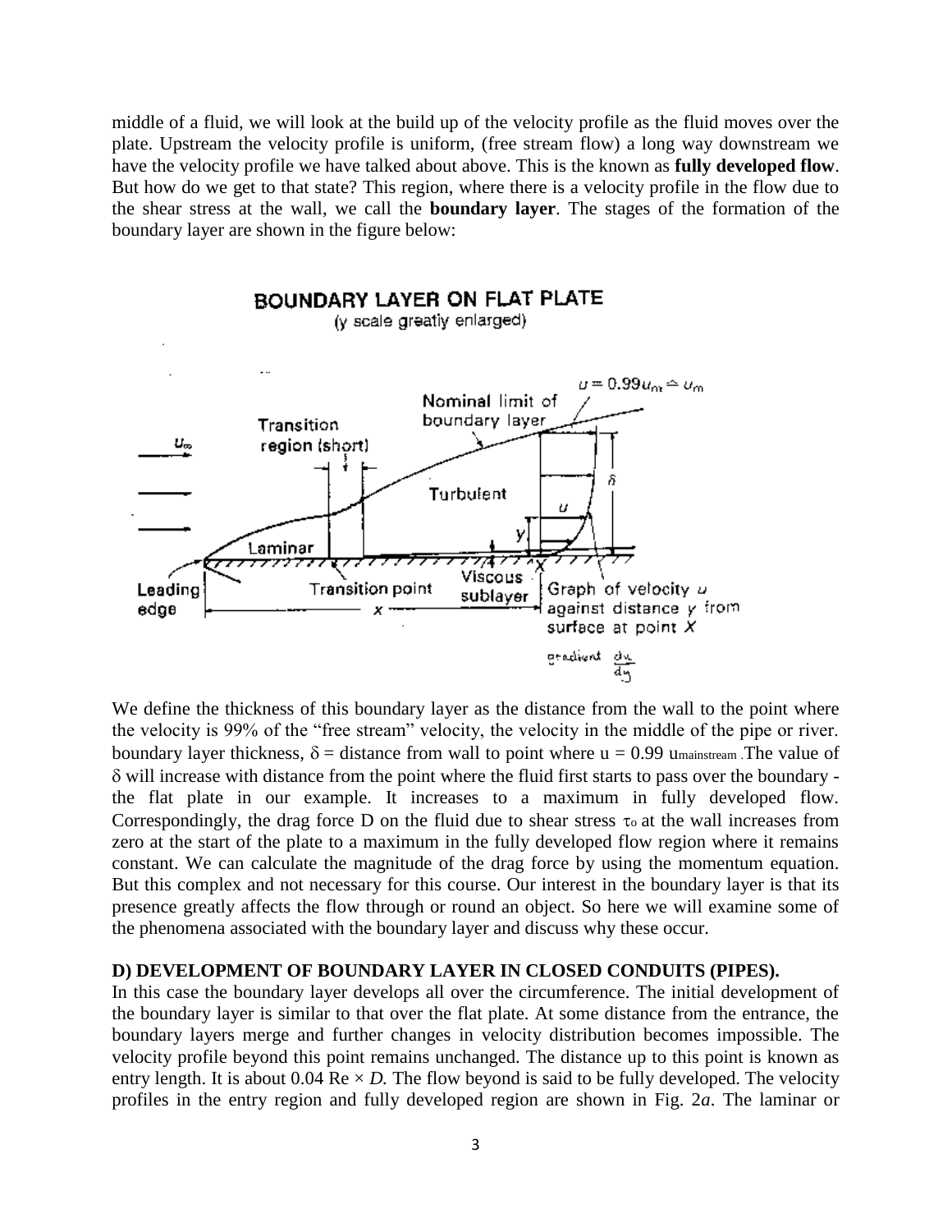middle of a fluid, we will look at the build up of the velocity profile as the fluid moves over the plate. Upstream the velocity profile is uniform, (free stream flow) a long way downstream we have the velocity profile we have talked about above. This is the known as **fully developed flow**. But how do we get to that state? This region, where there is a velocity profile in the flow due to the shear stress at the wall, we call the **boundary layer**. The stages of the formation of the boundary layer are shown in the figure below:

We define the thickness of this boundary layer as the distance from the wall to the point where the velocity is 99% of the "free stream" velocity, the velocity in the middle of the pipe or river. boundary layer thickness, $\delta$ = distance from wall to point where $u = 0.99\ u_{mainstream}$. The value of $\delta$ will increase with distance from the point where the fluid first starts to pass over the boundary - the flat plate in our example. It increases to a maximum in fully developed flow. Correspondingly, the drag force D on the fluid due to shear stress $\tau_o$ at the wall increases from zero at the start of the plate to a maximum in the fully developed flow region where it remains constant. We can calculate the magnitude of the drag force by using the momentum equation. But this complex and not necessary for this course. Our interest in the boundary layer is that its presence greatly affects the flow through or round an object. So here we will examine some of the phenomena associated with the boundary layer and discuss why these occur.

**D) DEVELOPMENT OF BOUNDARY LAYER IN CLOSED CONDUITS (PIPES).**

In this case the boundary layer develops all over the circumference. The initial development of the boundary layer is similar to that over the flat plate. At some distance from the entrance, the boundary layers merge and further changes in velocity distribution becomes impossible. The velocity profile beyond this point remains unchanged. The distance up to this point is known as entry length. It is about $0.04\ Re \times D$. The flow beyond is said to be fully developed. The velocity profiles in the entry region and fully developed region are shown in Fig. 2*a*. The laminar or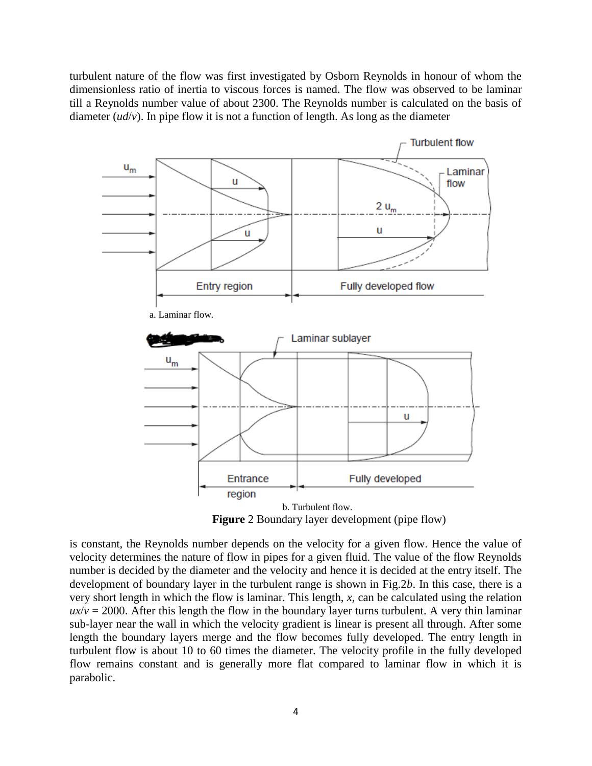turbulent nature of the flow was first investigated by Osborn Reynolds in honour of whom the dimensionless ratio of inertia to viscous forces is named. The flow was observed to be laminar till a Reynolds number value of about 2300. The Reynolds number is calculated on the basis of diameter ($ud/v$). In pipe flow it is not a function of length. As long as the diameter

a. Laminar flow.

b. Turbulent flow.

**Figure** 2 Boundary layer development (pipe flow)

is constant, the Reynolds number depends on the velocity for a given flow. Hence the value of velocity determines the nature of flow in pipes for a given fluid. The value of the flow Reynolds number is decided by the diameter and the velocity and hence it is decided at the entry itself. The development of boundary layer in the turbulent range is shown in Fig.2*b*. In this case, there is a very short length in which the flow is laminar. This length, $x$, can be calculated using the relation $ux/v = 2000$. After this length the flow in the boundary layer turns turbulent. A very thin laminar sub-layer near the wall in which the velocity gradient is linear is present all through. After some length the boundary layers merge and the flow becomes fully developed. The entry length in turbulent flow is about 10 to 60 times the diameter. The velocity profile in the fully developed flow remains constant and is generally more flat compared to laminar flow in which it is parabolic.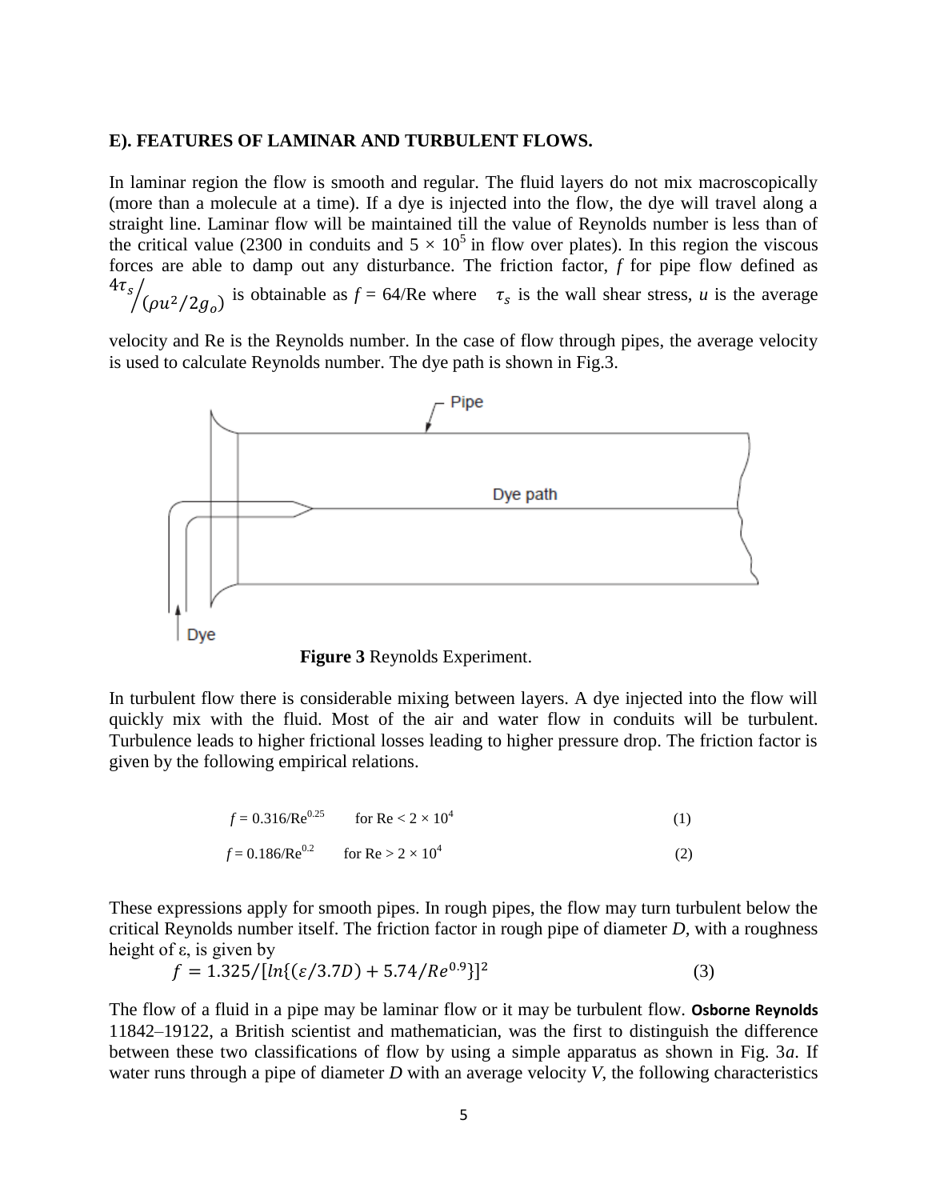**E). FEATURES OF LAMINAR AND TURBULENT FLOWS.**

In laminar region the flow is smooth and regular. The fluid layers do not mix macroscopically (more than a molecule at a time). If a dye is injected into the flow, the dye will travel along a straight line. Laminar flow will be maintained till the value of Reynolds number is less than of the critical value (2300 in conduits and $5 \times 10^5$ in flow over plates). In this region the viscous forces are able to damp out any disturbance. The friction factor, $f$ for pipe flow defined as $4\tau_s / (\rho u^2/2g_o)$ is obtainable as $f = 64/\text{Re}$ where $\tau_s$ is the wall shear stress, $u$ is the average velocity and Re is the Reynolds number. In the case of flow through pipes, the average velocity is used to calculate Reynolds number. The dye path is shown in Fig.3.

**Figure 3** Reynolds Experiment.

In turbulent flow there is considerable mixing between layers. A dye injected into the flow will quickly mix with the fluid. Most of the air and water flow in conduits will be turbulent. Turbulence leads to higher frictional losses leading to higher pressure drop. The friction factor is given by the following empirical relations.

$$f = 0.316/\text{Re}^{0.25} \quad \text{for Re} < 2 \times 10^4 \tag{1}$$

$$f = 0.186/\text{Re}^{0.2} \quad \text{for Re} > 2 \times 10^4 \tag{2}$$

These expressions apply for smooth pipes. In rough pipes, the flow may turn turbulent below the critical Reynolds number itself. The friction factor in rough pipe of diameter $D$, with a roughness height of ε, is given by

$$f = 1.325/[\ln\{(\varepsilon/3.7D) + 5.74/Re^{0.9}\}]^2 \tag{3}$$

The flow of a fluid in a pipe may be laminar flow or it may be turbulent flow. **Osborne Reynolds** 11842–19122, a British scientist and mathematician, was the first to distinguish the difference between these two classifications of flow by using a simple apparatus as shown in Fig. 3*a*. If water runs through a pipe of diameter $D$ with an average velocity $V$, the following characteristics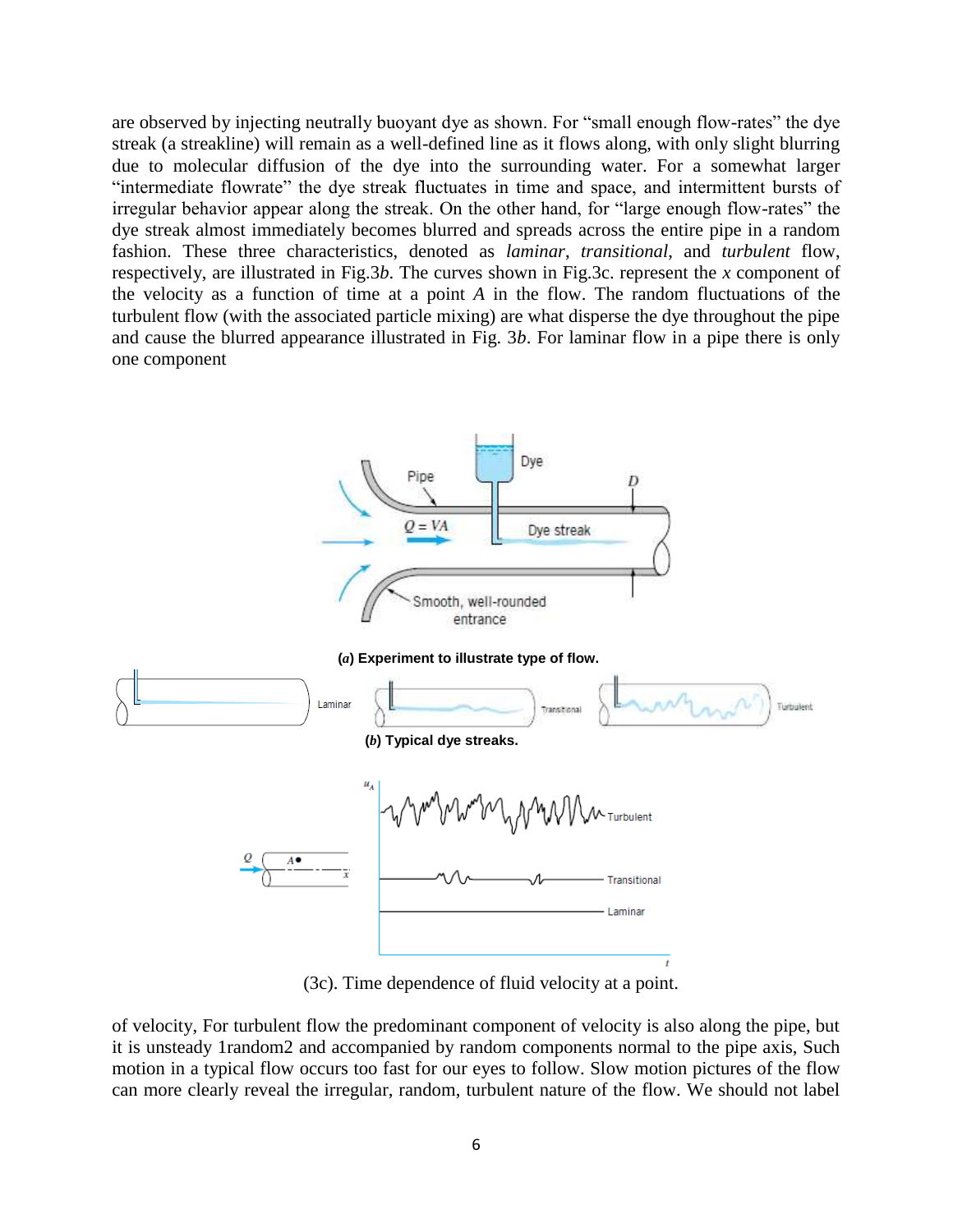are observed by injecting neutrally buoyant dye as shown. For "small enough flow-rates" the dye streak (a streakline) will remain as a well-defined line as it flows along, with only slight blurring due to molecular diffusion of the dye into the surrounding water. For a somewhat larger "intermediate flowrate" the dye streak fluctuates in time and space, and intermittent bursts of irregular behavior appear along the streak. On the other hand, for "large enough flow-rates" the dye streak almost immediately becomes blurred and spreads across the entire pipe in a random fashion. These three characteristics, denoted as *laminar*, *transitional*, and *turbulent* flow, respectively, are illustrated in Fig.3*b*. The curves shown in Fig.3c. represent the *x* component of the velocity as a function of time at a point *A* in the flow. The random fluctuations of the turbulent flow (with the associated particle mixing) are what disperse the dye throughout the pipe and cause the blurred appearance illustrated in Fig. 3*b*. For laminar flow in a pipe there is only one component

**(*a*) Experiment to illustrate type of flow.**

**(*b*) Typical dye streaks.**

(3c). Time dependence of fluid velocity at a point.

of velocity, For turbulent flow the predominant component of velocity is also along the pipe, but it is unsteady 1random2 and accompanied by random components normal to the pipe axis, Such motion in a typical flow occurs too fast for our eyes to follow. Slow motion pictures of the flow can more clearly reveal the irregular, random, turbulent nature of the flow. We should not label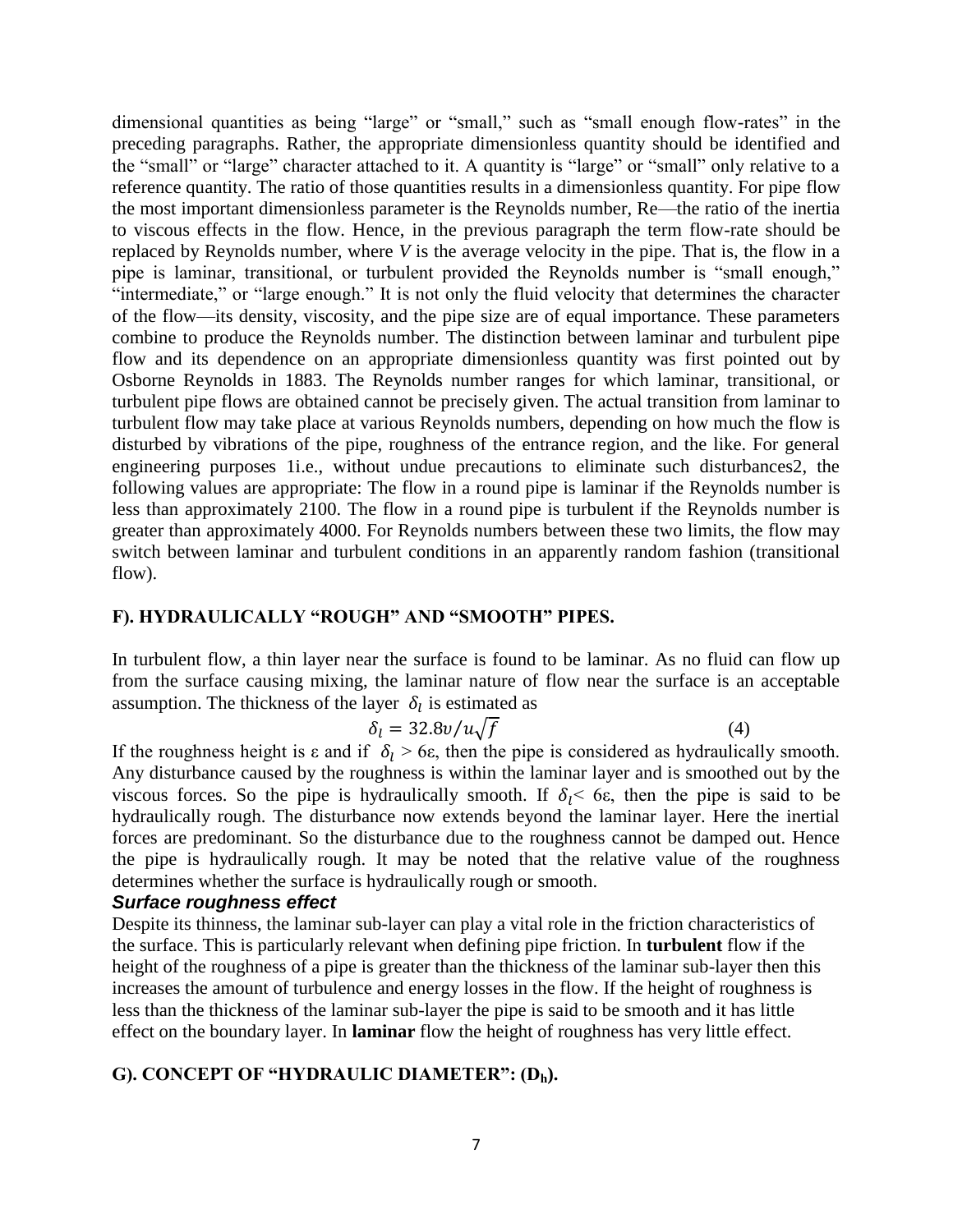dimensional quantities as being "large" or "small," such as "small enough flow-rates" in the preceding paragraphs. Rather, the appropriate dimensionless quantity should be identified and the "small" or "large" character attached to it. A quantity is "large" or "small" only relative to a reference quantity. The ratio of those quantities results in a dimensionless quantity. For pipe flow the most important dimensionless parameter is the Reynolds number, Re—the ratio of the inertia to viscous effects in the flow. Hence, in the previous paragraph the term flow-rate should be replaced by Reynolds number, where *V* is the average velocity in the pipe. That is, the flow in a pipe is laminar, transitional, or turbulent provided the Reynolds number is "small enough," "intermediate," or "large enough." It is not only the fluid velocity that determines the character of the flow—its density, viscosity, and the pipe size are of equal importance. These parameters combine to produce the Reynolds number. The distinction between laminar and turbulent pipe flow and its dependence on an appropriate dimensionless quantity was first pointed out by Osborne Reynolds in 1883. The Reynolds number ranges for which laminar, transitional, or turbulent pipe flows are obtained cannot be precisely given. The actual transition from laminar to turbulent flow may take place at various Reynolds numbers, depending on how much the flow is disturbed by vibrations of the pipe, roughness of the entrance region, and the like. For general engineering purposes 1i.e., without undue precautions to eliminate such disturbances2, the following values are appropriate: The flow in a round pipe is laminar if the Reynolds number is less than approximately 2100. The flow in a round pipe is turbulent if the Reynolds number is greater than approximately 4000. For Reynolds numbers between these two limits, the flow may switch between laminar and turbulent conditions in an apparently random fashion (transitional flow).

### F). HYDRAULICALLY "ROUGH" AND "SMOOTH" PIPES.

In turbulent flow, a thin layer near the surface is found to be laminar. As no fluid can flow up from the surface causing mixing, the laminar nature of flow near the surface is an acceptable assumption. The thickness of the layer $\delta_l$ is estimated as

$$\delta_l = 32.8\upsilon/u\sqrt{f} \qquad (4)$$

If the roughness height is ε and if $\delta_l > 6\varepsilon$, then the pipe is considered as hydraulically smooth. Any disturbance caused by the roughness is within the laminar layer and is smoothed out by the viscous forces. So the pipe is hydraulically smooth. If $\delta_l < 6\varepsilon$, then the pipe is said to be hydraulically rough. The disturbance now extends beyond the laminar layer. Here the inertial forces are predominant. So the disturbance due to the roughness cannot be damped out. Hence the pipe is hydraulically rough. It may be noted that the relative value of the roughness determines whether the surface is hydraulically rough or smooth.

***Surface roughness effect***

Despite its thinness, the laminar sub-layer can play a vital role in the friction characteristics of the surface. This is particularly relevant when defining pipe friction. In **turbulent** flow if the height of the roughness of a pipe is greater than the thickness of the laminar sub-layer then this increases the amount of turbulence and energy losses in the flow. If the height of roughness is less than the thickness of the laminar sub-layer the pipe is said to be smooth and it has little effect on the boundary layer. In **laminar** flow the height of roughness has very little effect.

### G). CONCEPT OF "HYDRAULIC DIAMETER": ($D_h$).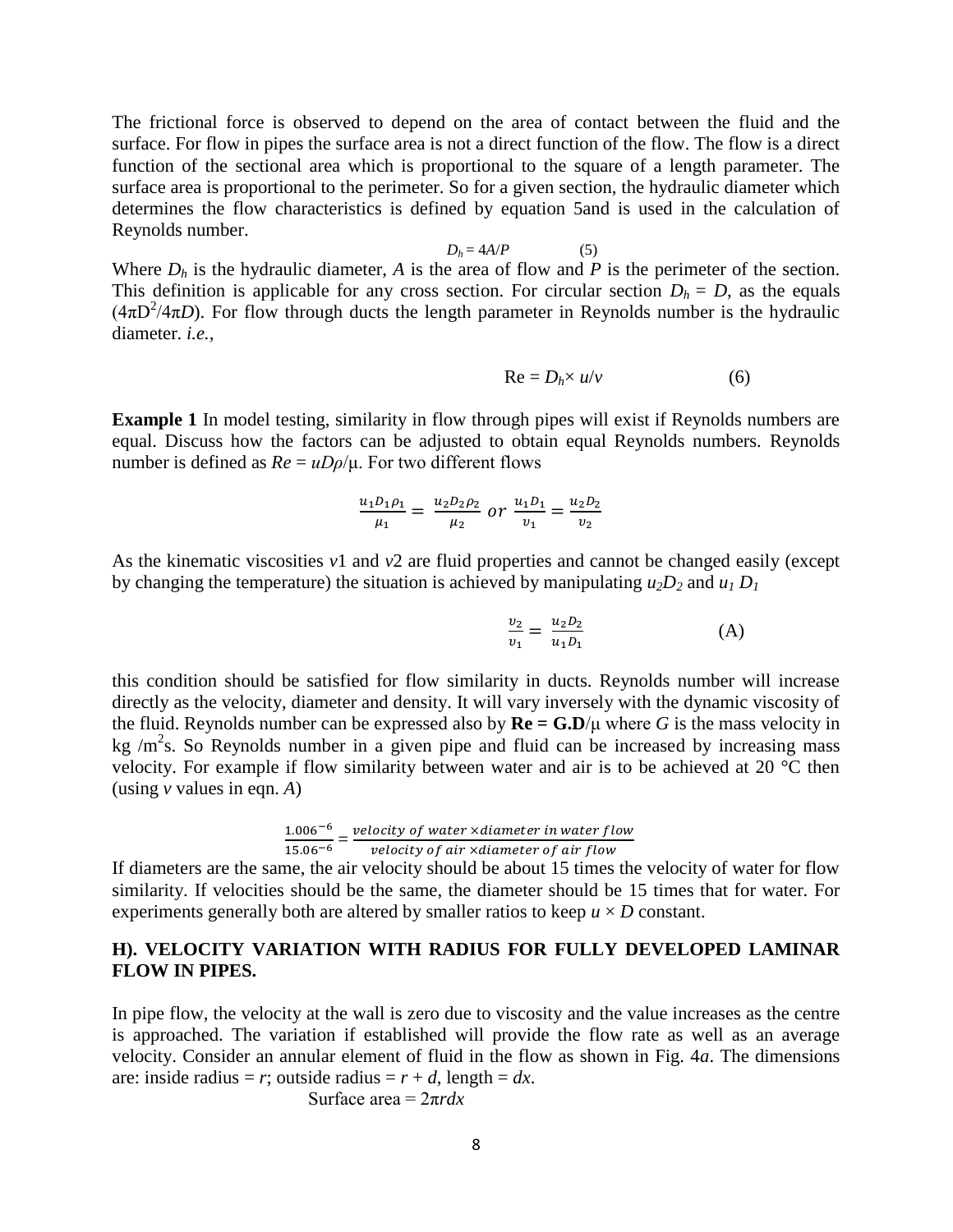The frictional force is observed to depend on the area of contact between the fluid and the surface. For flow in pipes the surface area is not a direct function of the flow. The flow is a direct function of the sectional area which is proportional to the square of a length parameter. The surface area is proportional to the perimeter. So for a given section, the hydraulic diameter which determines the flow characteristics is defined by equation 5and is used in the calculation of Reynolds number.

$$D_h = 4A/P \qquad (5)$$

Where $D_h$ is the hydraulic diameter, $A$ is the area of flow and $P$ is the perimeter of the section. This definition is applicable for any cross section. For circular section $D_h = D$, as the equals $(4\pi D^2/4\pi D)$. For flow through ducts the length parameter in Reynolds number is the hydraulic diameter. *i.e.*,

$$\text{Re} = D_h \times u/v \qquad (6)$$

**Example 1** In model testing, similarity in flow through pipes will exist if Reynolds numbers are equal. Discuss how the factors can be adjusted to obtain equal Reynolds numbers. Reynolds number is defined as $Re = uD\rho/\mu$. For two different flows

$$\frac{u_1 D_1 \rho_1}{\mu_1} = \frac{u_2 D_2 \rho_2}{\mu_2} \ or \ \frac{u_1 D_1}{v_1} = \frac{u_2 D_2}{v_2}$$

As the kinematic viscosities $v1$ and $v2$ are fluid properties and cannot be changed easily (except by changing the temperature) the situation is achieved by manipulating $u_2 D_2$ and $u_1 D_1$

$$\frac{v_2}{v_1} = \frac{u_2 D_2}{u_1 D_1} \qquad (A)$$

this condition should be satisfied for flow similarity in ducts. Reynolds number will increase directly as the velocity, diameter and density. It will vary inversely with the dynamic viscosity of the fluid. Reynolds number can be expressed also by $\mathbf{Re = G.D/\mu}$ where $G$ is the mass velocity in kg /m$^2$s. So Reynolds number in a given pipe and fluid can be increased by increasing mass velocity. For example if flow similarity between water and air is to be achieved at 20 °C then (using $v$ values in eqn. $A$)

$$\frac{1.006^{-6}}{15.06^{-6}} = \frac{velocity\ of\ water \times diameter\ in\ water\ flow}{velocity\ of\ air \times diameter\ of\ air\ flow}$$

If diameters are the same, the air velocity should be about 15 times the velocity of water for flow similarity. If velocities should be the same, the diameter should be 15 times that for water. For experiments generally both are altered by smaller ratios to keep $u \times D$ constant.

## H). VELOCITY VARIATION WITH RADIUS FOR FULLY DEVELOPED LAMINAR FLOW IN PIPES.

In pipe flow, the velocity at the wall is zero due to viscosity and the value increases as the centre is approached. The variation if established will provide the flow rate as well as an average velocity. Consider an annular element of fluid in the flow as shown in Fig. 4*a*. The dimensions are: inside radius = $r$; outside radius = $r + d$, length = $dx$.

Surface area = $2\pi r dx$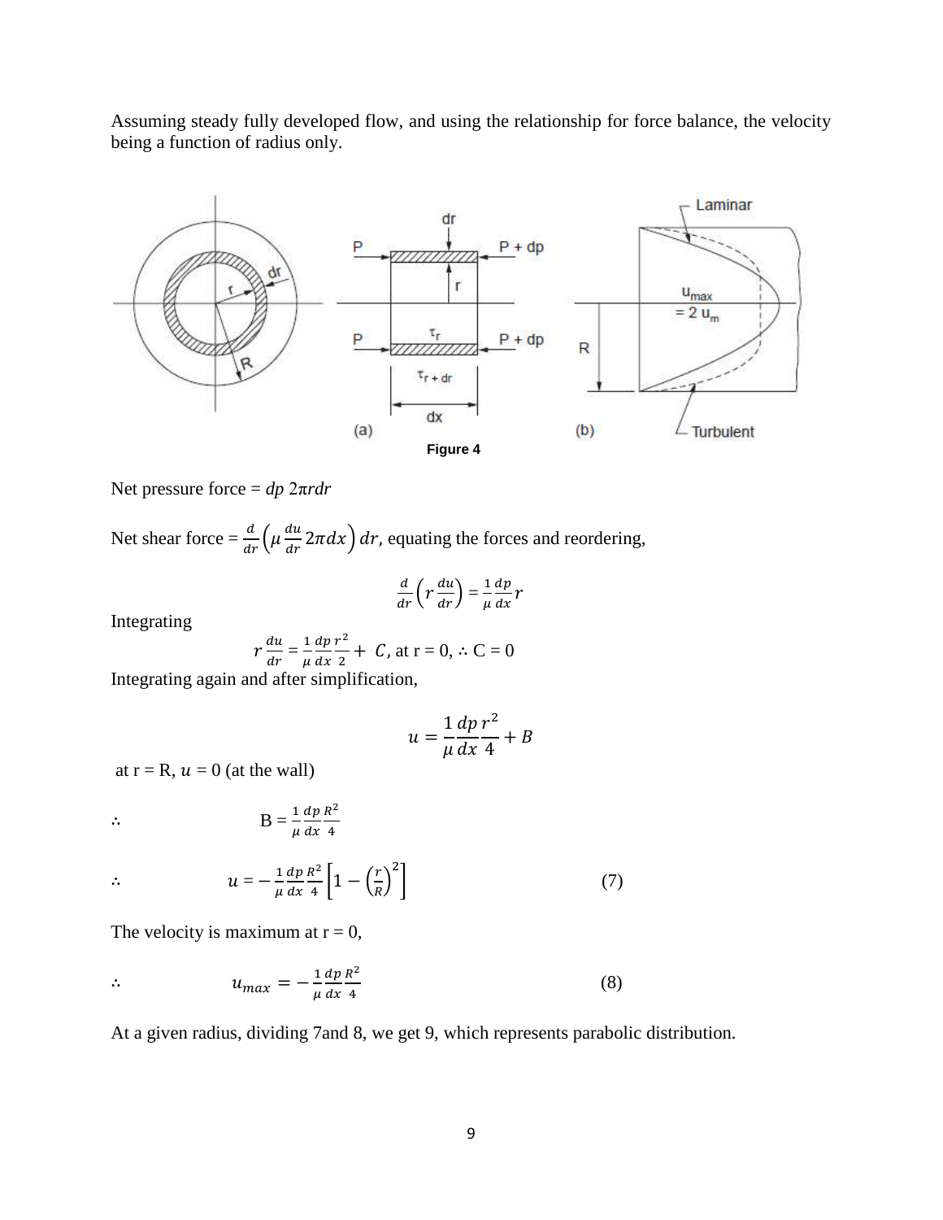Assuming steady fully developed flow, and using the relationship for force balance, the velocity being a function of radius only.

Figure 4

Net pressure force = $dp\ 2\pi r dr$

Net shear force = $\frac{d}{dr}\left(\mu \frac{du}{dr} 2\pi dx\right) dr$, equating the forces and reordering,

$$\frac{d}{dr}\left(r\frac{du}{dr}\right) = \frac{1}{\mu}\frac{dp}{dx}r$$

Integrating

$$r\frac{du}{dr} = \frac{1}{\mu}\frac{dp}{dx}\frac{r^2}{2} + C, \text{ at r = 0, } \therefore \text{ C = 0}$$

Integrating again and after simplification,

$$u = \frac{1}{\mu}\frac{dp}{dx}\frac{r^2}{4} + B$$

at r = R, $u$ = 0 (at the wall)

$$\therefore \quad B = \frac{1}{\mu}\frac{dp}{dx}\frac{R^2}{4}$$

$$\therefore \quad u = -\frac{1}{\mu}\frac{dp}{dx}\frac{R^2}{4}\left[1 - \left(\frac{r}{R}\right)^2\right] \tag{7}$$

The velocity is maximum at r = 0,

$$\therefore \quad u_{max} = -\frac{1}{\mu}\frac{dp}{dx}\frac{R^2}{4} \tag{8}$$

At a given radius, dividing 7and 8, we get 9, which represents parabolic distribution.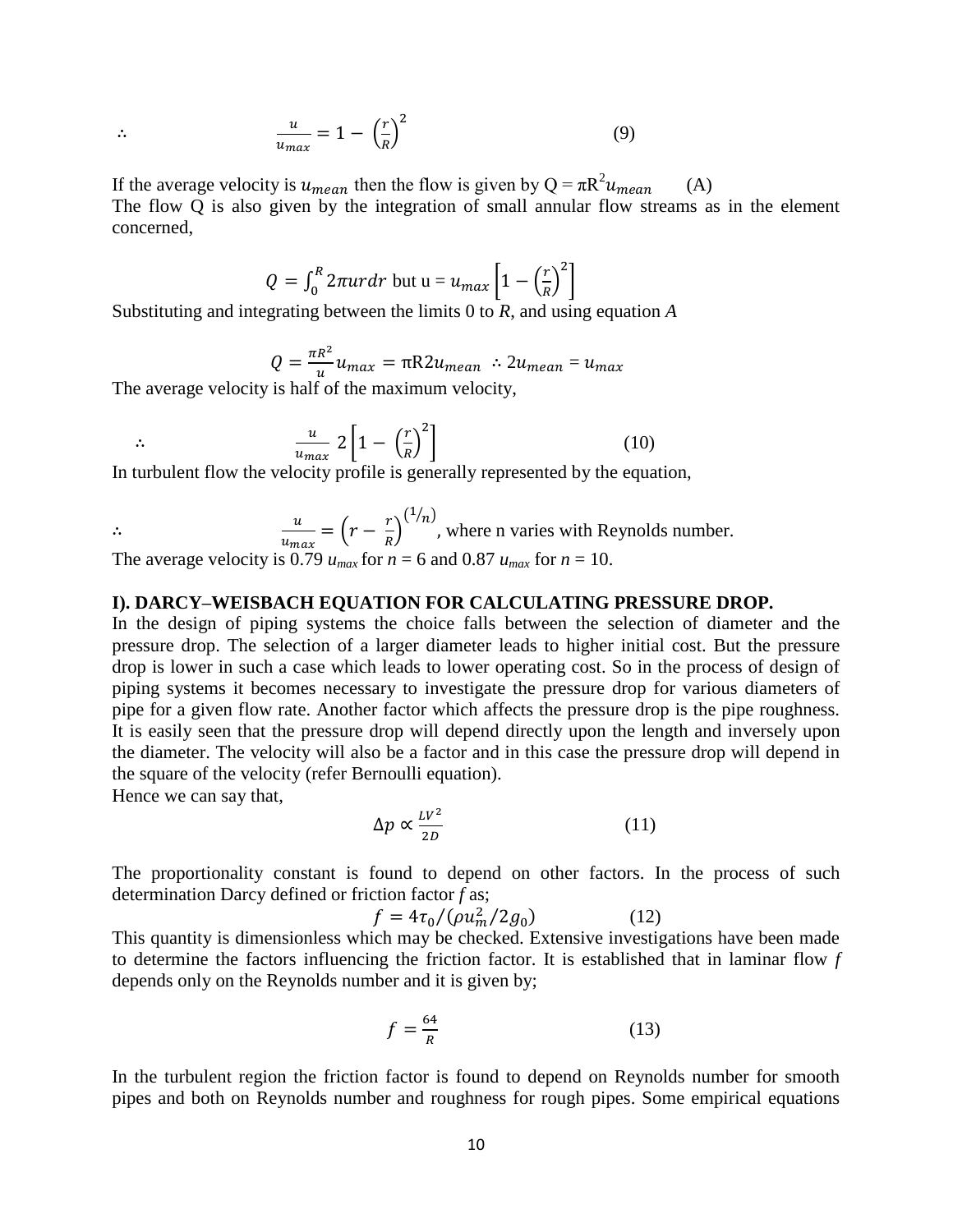$$\therefore \qquad \frac{u}{u_{max}} = 1 - \left(\frac{r}{R}\right)^2 \qquad (9)$$

If the average velocity is $u_{mean}$ then the flow is given by $Q = \pi R^2 u_{mean}$ (A)

The flow Q is also given by the integration of small annular flow streams as in the element concerned,

$$Q = \int_0^R 2\pi urdr \text{ but } u = u_{max}\left[1 - \left(\frac{r}{R}\right)^2\right]$$

Substituting and integrating between the limits 0 to *R*, and using equation *A*

$$Q = \frac{\pi R^2}{u} u_{max} = \pi R2 u_{mean} \ \therefore 2u_{mean} = u_{max}$$

The average velocity is half of the maximum velocity,

$$\therefore \qquad \frac{u}{u_{max}} \ 2\left[1 - \left(\frac{r}{R}\right)^2\right] \qquad (10)$$

In turbulent flow the velocity profile is generally represented by the equation,

$\therefore \qquad \frac{u}{u_{max}} = \left(r - \frac{r}{R}\right)^{(1/n)}$, where n varies with Reynolds number.

The average velocity is 0.79 $u_{max}$ for $n = 6$ and 0.87 $u_{max}$ for $n = 10$.

### I). DARCY–WEISBACH EQUATION FOR CALCULATING PRESSURE DROP.

In the design of piping systems the choice falls between the selection of diameter and the pressure drop. The selection of a larger diameter leads to higher initial cost. But the pressure drop is lower in such a case which leads to lower operating cost. So in the process of design of piping systems it becomes necessary to investigate the pressure drop for various diameters of pipe for a given flow rate. Another factor which affects the pressure drop is the pipe roughness. It is easily seen that the pressure drop will depend directly upon the length and inversely upon the diameter. The velocity will also be a factor and in this case the pressure drop will depend in the square of the velocity (refer Bernoulli equation).

Hence we can say that,

$$\Delta p \propto \frac{LV^2}{2D} \qquad (11)$$

The proportionality constant is found to depend on other factors. In the process of such determination Darcy defined or friction factor *f* as;

$$f = 4\tau_0/(\rho u_m^2/2g_0) \qquad (12)$$

This quantity is dimensionless which may be checked. Extensive investigations have been made to determine the factors influencing the friction factor. It is established that in laminar flow *f* depends only on the Reynolds number and it is given by;

$$f = \frac{64}{R} \qquad (13)$$

In the turbulent region the friction factor is found to depend on Reynolds number for smooth pipes and both on Reynolds number and roughness for rough pipes. Some empirical equations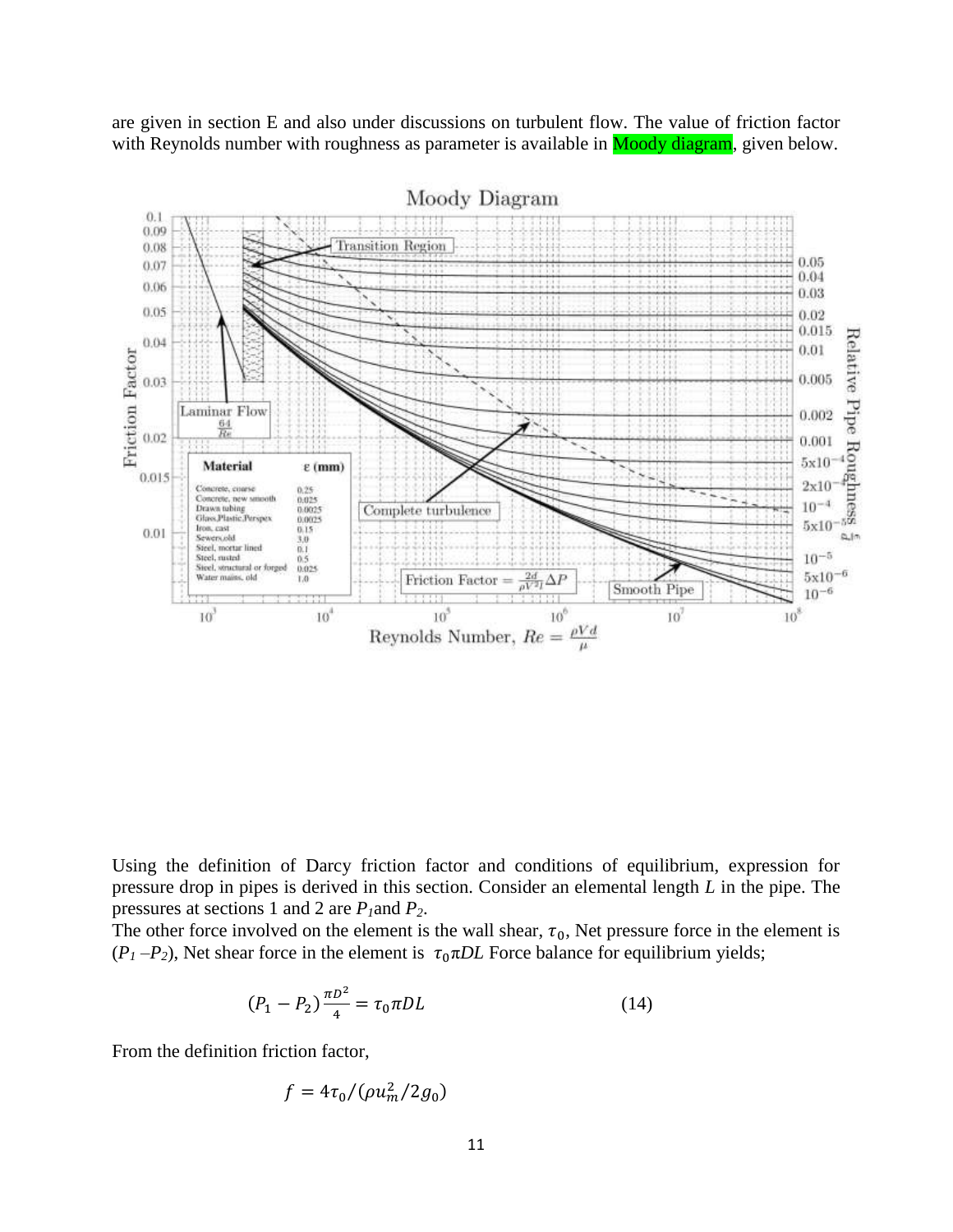are given in section E and also under discussions on turbulent flow. The value of friction factor with Reynolds number with roughness as parameter is available in Moody diagram, given below.

Using the definition of Darcy friction factor and conditions of equilibrium, expression for pressure drop in pipes is derived in this section. Consider an elemental length *L* in the pipe. The pressures at sections 1 and 2 are $P_1$ and $P_2$.

The other force involved on the element is the wall shear, $\tau_0$, Net pressure force in the element is $(P_1 - P_2)$, Net shear force in the element is $\tau_0 \pi DL$ Force balance for equilibrium yields;

$$(P_1 - P_2)\frac{\pi D^2}{4} = \tau_0 \pi DL \qquad (14)$$

From the definition friction factor,

$$f = 4\tau_0/(\rho u_m^2/2g_0)$$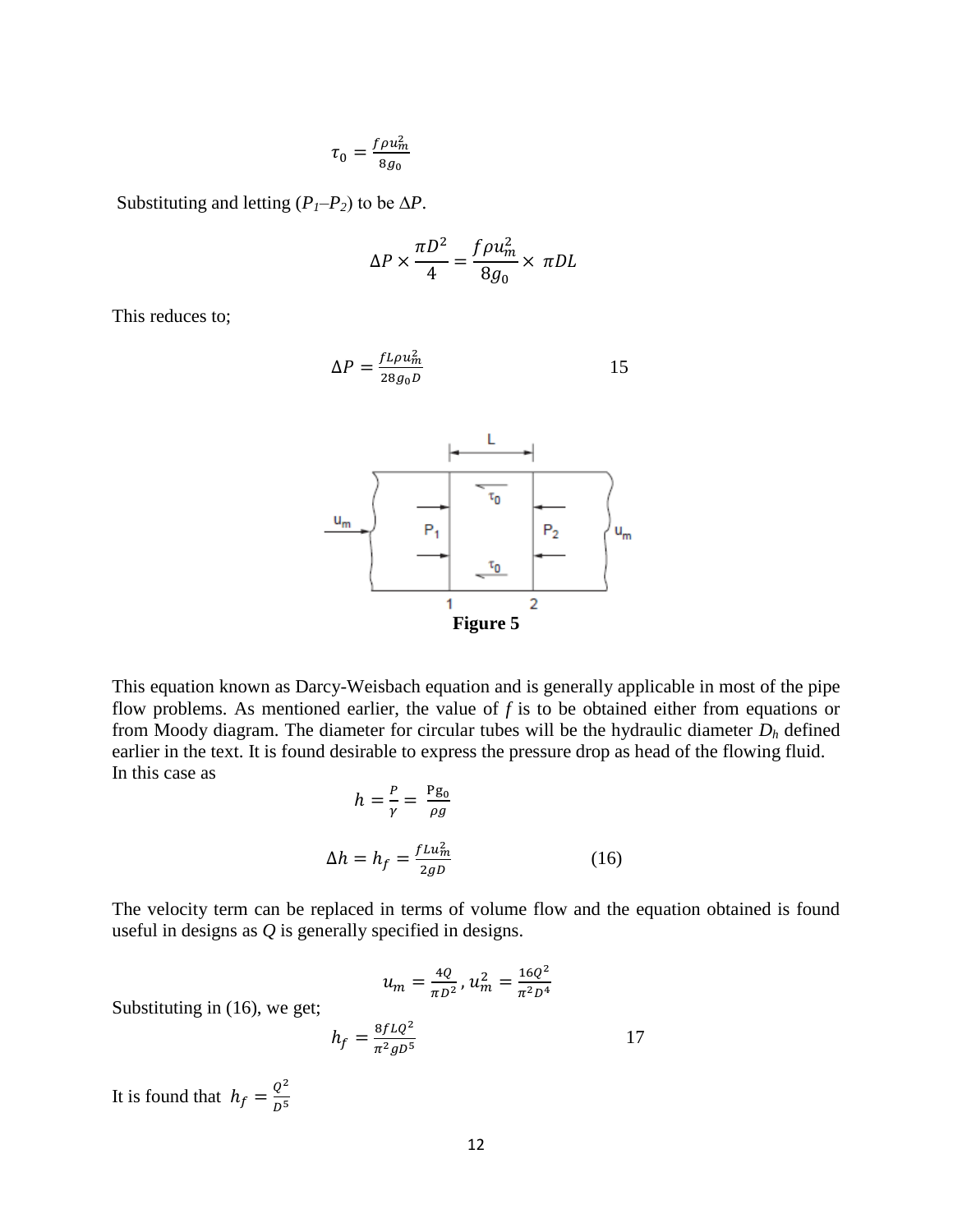$$\tau_0 = \frac{f\rho u_m^2}{8g_0}$$

Substituting and letting ($P_1$–$P_2$) to be $\Delta P$.

$$\Delta P \times \frac{\pi D^2}{4} = \frac{f\rho u_m^2}{8g_0} \times \pi DL$$

This reduces to;

$$\Delta P = \frac{fL\rho u_m^2}{28g_0 D} \qquad 15$$

**Figure 5**

This equation known as Darcy-Weisbach equation and is generally applicable in most of the pipe flow problems. As mentioned earlier, the value of *f* is to be obtained either from equations or from Moody diagram. The diameter for circular tubes will be the hydraulic diameter $D_h$ defined earlier in the text. It is found desirable to express the pressure drop as head of the flowing fluid. In this case as

$$h = \frac{P}{\gamma} = \frac{\text{P}g_0}{\rho g}$$

$$\Delta h = h_f = \frac{fLu_m^2}{2gD} \qquad (16)$$

The velocity term can be replaced in terms of volume flow and the equation obtained is found useful in designs as *Q* is generally specified in designs.

$$u_m = \frac{4Q}{\pi D^2}, u_m^2 = \frac{16Q^2}{\pi^2 D^4}$$

Substituting in (16), we get;

$$h_f = \frac{8fLQ^2}{\pi^2 gD^5} \qquad 17$$

It is found that $h_f = \frac{Q^2}{D^5}$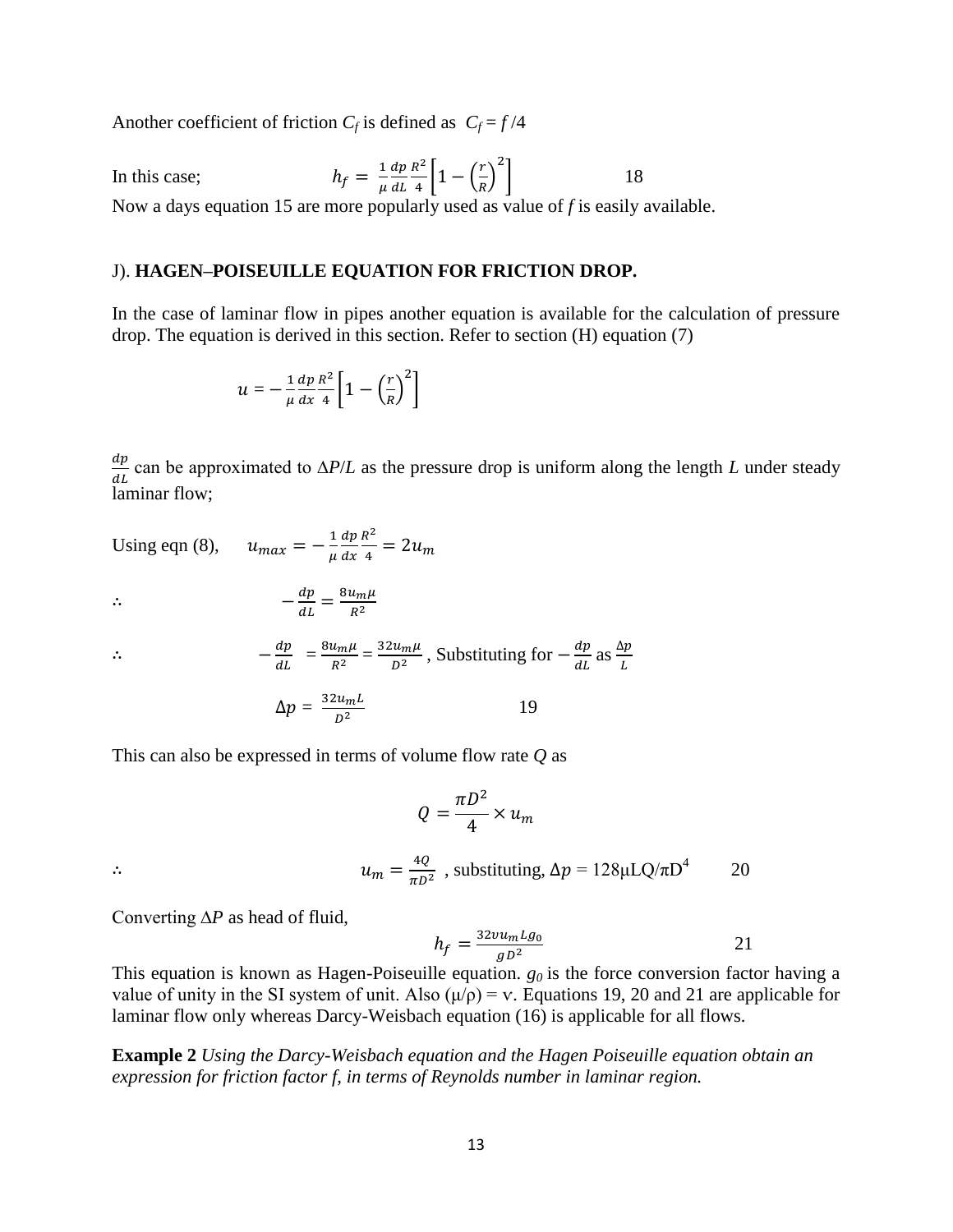Another coefficient of friction $C_f$ is defined as $C_f = f/4$

In this case;

$$h_f = \frac{1}{\mu}\frac{dp}{dL}\frac{R^2}{4}\left[1 - \left(\frac{r}{R}\right)^2\right] \qquad 18$$

Now a days equation 15 are more popularly used as value of *f* is easily available.

## J). HAGEN–POISEUILLE EQUATION FOR FRICTION DROP.

In the case of laminar flow in pipes another equation is available for the calculation of pressure drop. The equation is derived in this section. Refer to section (H) equation (7)

$$u = -\frac{1}{\mu}\frac{dp}{dx}\frac{R^2}{4}\left[1 - \left(\frac{r}{R}\right)^2\right]$$

$\frac{dp}{dL}$ can be approximated to $\Delta P/L$ as the pressure drop is uniform along the length *L* under steady laminar flow;

Using eqn (8), $\quad u_{max} = -\frac{1}{\mu}\frac{dp}{dx}\frac{R^2}{4} = 2u_m$

$$\therefore \qquad -\frac{dp}{dL} = \frac{8u_m\mu}{R^2}$$

$$\therefore \qquad -\frac{dp}{dL} = \frac{8u_m\mu}{R^2} = \frac{32u_m\mu}{D^2}\text{, Substituting for } -\frac{dp}{dL} \text{ as } \frac{\Delta p}{L}$$

$$\Delta p = \frac{32u_m L}{D^2} \qquad 19$$

This can also be expressed in terms of volume flow rate *Q* as

$$Q = \frac{\pi D^2}{4} \times u_m$$

$$\therefore \qquad u_m = \frac{4Q}{\pi D^2}\text{, substituting, } \Delta p = 128\mu LQ/\pi D^4 \qquad 20$$

Converting $\Delta P$ as head of fluid,

$$h_f = \frac{32\upsilon u_m L g_0}{g D^2} \qquad 21$$

This equation is known as Hagen-Poiseuille equation. $g_0$ is the force conversion factor having a value of unity in the SI system of unit. Also $(\mu/\rho) = \nu$. Equations 19, 20 and 21 are applicable for laminar flow only whereas Darcy-Weisbach equation (16) is applicable for all flows.

**Example 2** *Using the Darcy-Weisbach equation and the Hagen Poiseuille equation obtain an expression for friction factor f, in terms of Reynolds number in laminar region.*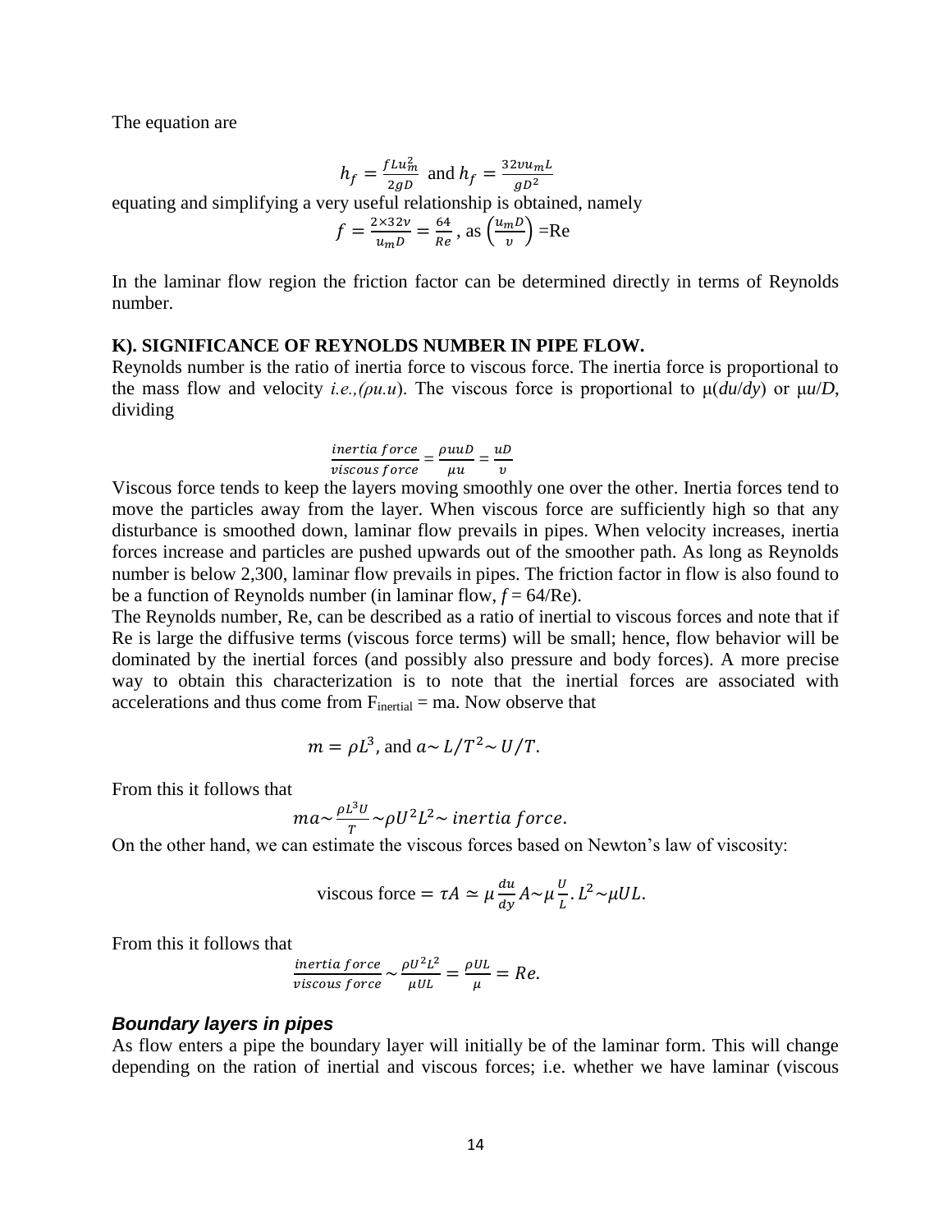The equation are

$$h_f = \frac{fLu_m^2}{2gD} \text{ and } h_f = \frac{32\upsilon u_m L}{gD^2}$$

equating and simplifying a very useful relationship is obtained, namely

$$f = \frac{2\times 32\upsilon}{u_m D} = \frac{64}{Re}\text{, as } \left(\frac{u_m D}{\upsilon}\right) = \text{Re}$$

In the laminar flow region the friction factor can be determined directly in terms of Reynolds number.

### K). SIGNIFICANCE OF REYNOLDS NUMBER IN PIPE FLOW.

Reynolds number is the ratio of inertia force to viscous force. The inertia force is proportional to the mass flow and velocity *i.e.,(ρu.u)*. The viscous force is proportional to $\mu(du/dy)$ or $\mu u/D$, dividing

$$\frac{inertia\ force}{viscous\ force} = \frac{\rho uuD}{\mu u} = \frac{uD}{\upsilon}$$

Viscous force tends to keep the layers moving smoothly one over the other. Inertia forces tend to move the particles away from the layer. When viscous force are sufficiently high so that any disturbance is smoothed down, laminar flow prevails in pipes. When velocity increases, inertia forces increase and particles are pushed upwards out of the smoother path. As long as Reynolds number is below 2,300, laminar flow prevails in pipes. The friction factor in flow is also found to be a function of Reynolds number (in laminar flow, $f = 64/\text{Re}$).

The Reynolds number, Re, can be described as a ratio of inertial to viscous forces and note that if Re is large the diffusive terms (viscous force terms) will be small; hence, flow behavior will be dominated by the inertial forces (and possibly also pressure and body forces). A more precise way to obtain this characterization is to note that the inertial forces are associated with accelerations and thus come from $F_{inertial} = ma$. Now observe that

$$m = \rho L^3\text{, and } a \sim L/T^2 \sim U/T.$$

From this it follows that

$$ma \sim \frac{\rho L^3 U}{T} \sim \rho U^2 L^2 \sim inertia\ force.$$

On the other hand, we can estimate the viscous forces based on Newton's law of viscosity:

$$\text{viscous force} = \tau A \simeq \mu \frac{du}{dy} A \sim \mu \frac{U}{L}.L^2 \sim \mu UL.$$

From this it follows that

$$\frac{inertia\ force}{viscous\ force} \sim \frac{\rho U^2 L^2}{\mu UL} = \frac{\rho UL}{\mu} = Re.$$

### *Boundary layers in pipes*

As flow enters a pipe the boundary layer will initially be of the laminar form. This will change depending on the ration of inertial and viscous forces; i.e. whether we have laminar (viscous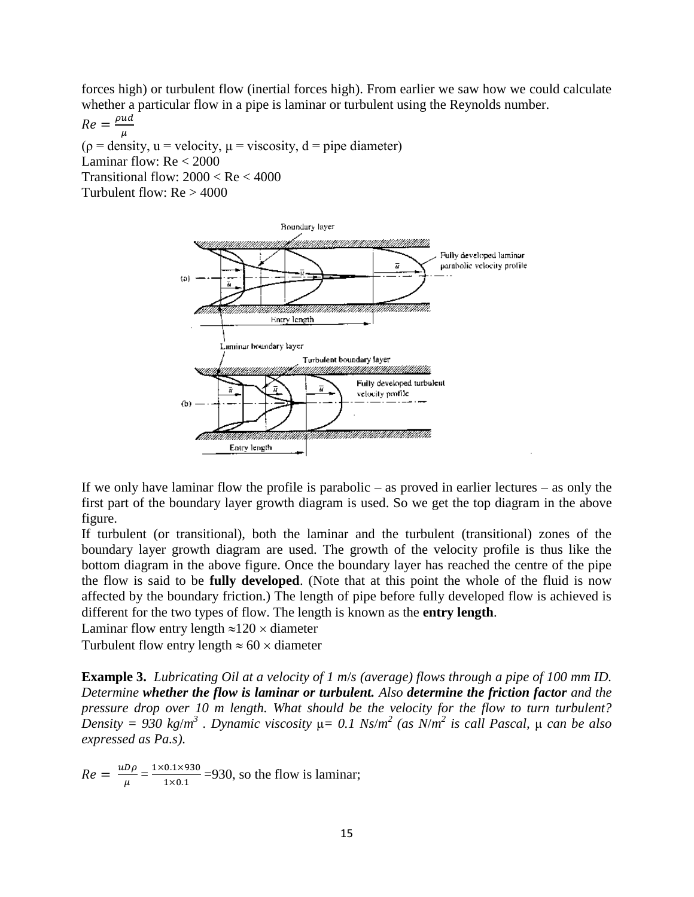forces high) or turbulent flow (inertial forces high). From earlier we saw how we could calculate whether a particular flow in a pipe is laminar or turbulent using the Reynolds number.

$Re = \frac{\rho u d}{\mu}$

($\rho$ = density, u = velocity, $\mu$ = viscosity, d = pipe diameter)
Laminar flow: Re < 2000
Transitional flow: 2000 < Re < 4000
Turbulent flow: Re > 4000

If we only have laminar flow the profile is parabolic – as proved in earlier lectures – as only the first part of the boundary layer growth diagram is used. So we get the top diagram in the above figure.

If turbulent (or transitional), both the laminar and the turbulent (transitional) zones of the boundary layer growth diagram are used. The growth of the velocity profile is thus like the bottom diagram in the above figure. Once the boundary layer has reached the centre of the pipe the flow is said to be **fully developed**. (Note that at this point the whole of the fluid is now affected by the boundary friction.) The length of pipe before fully developed flow is achieved is different for the two types of flow. The length is known as the **entry length**.

Laminar flow entry length $\approx 120 \times$ diameter

Turbulent flow entry length $\approx 60 \times$ diameter

**Example 3.** *Lubricating Oil at a velocity of 1 m/s (average) flows through a pipe of 100 mm ID. Determine **whether the flow is laminar or turbulent.** Also **determine the friction factor** and the pressure drop over 10 m length. What should be the velocity for the flow to turn turbulent? Density = 930 kg/m$^3$ . Dynamic viscosity $\mu$= 0.1 Ns/m$^2$ (as N/m$^2$ is call Pascal, $\mu$ can be also expressed as Pa.s).*

$Re = \frac{uD\rho}{\mu} = \frac{1 \times 0.1 \times 930}{1 \times 0.1}$ =930, so the flow is laminar;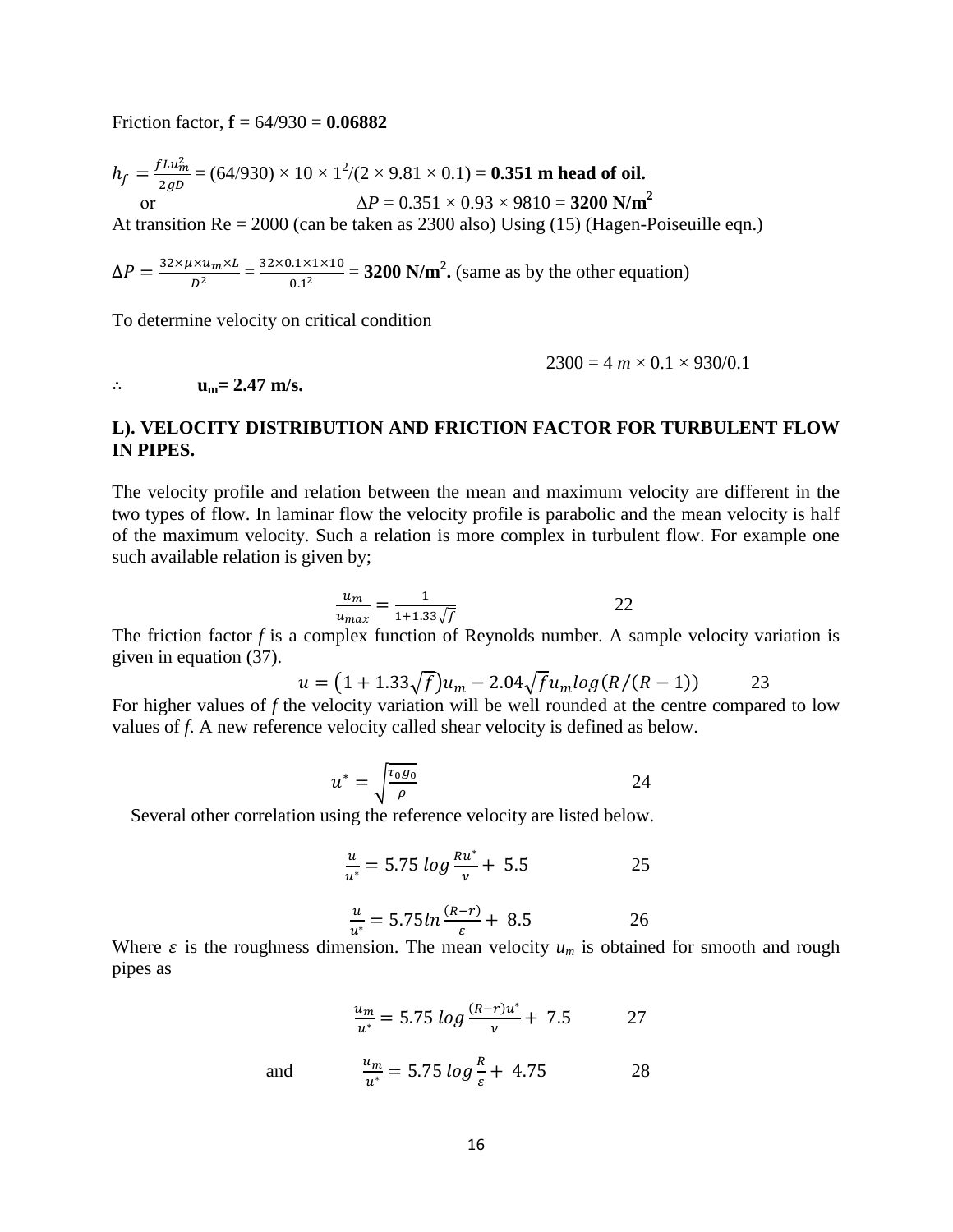Friction factor, **f** = 64/930 = **0.06882**

$h_f = \frac{fLu_m^2}{2gD}$ = (64/930) × 10 × $1^2$/(2 × 9.81 × 0.1) = **0.351 m head of oil.**

or $\Delta P$ = 0.351 × 0.93 × 9810 = **3200 N/m²**

At transition Re = 2000 (can be taken as 2300 also) Using (15) (Hagen-Poiseuille eqn.)

$\Delta P = \frac{32 \times \mu \times u_m \times L}{D^2} = \frac{32 \times 0.1 \times 1 \times 10}{0.1^2}$ = **3200 N/m².** (same as by the other equation)

To determine velocity on critical condition

2300 = 4 *m* × 0.1 × 930/0.1

∴ **$u_m$= 2.47 m/s.**

## L). VELOCITY DISTRIBUTION AND FRICTION FACTOR FOR TURBULENT FLOW IN PIPES.

The velocity profile and relation between the mean and maximum velocity are different in the two types of flow. In laminar flow the velocity profile is parabolic and the mean velocity is half of the maximum velocity. Such a relation is more complex in turbulent flow. For example one such available relation is given by;

$$\frac{u_m}{u_{max}} = \frac{1}{1+1.33\sqrt{f}} \qquad 22$$

The friction factor *f* is a complex function of Reynolds number. A sample velocity variation is given in equation (37).

$$u = \left(1 + 1.33\sqrt{f}\right)u_m - 2.04\sqrt{f}u_m log(R/(R-1)) \qquad 23$$

For higher values of *f* the velocity variation will be well rounded at the centre compared to low values of *f*. A new reference velocity called shear velocity is defined as below.

$$u^* = \sqrt{\frac{\tau_0 g_0}{\rho}} \qquad 24$$

Several other correlation using the reference velocity are listed below.

$$\frac{u}{u^*} = 5.75 \; log\frac{Ru^*}{\nu} + \; 5.5 \qquad 25$$

$$\frac{u}{u^*} = 5.75 ln\frac{(R-r)}{\varepsilon} + \; 8.5 \qquad 26$$

Where $\varepsilon$ is the roughness dimension. The mean velocity $u_m$ is obtained for smooth and rough pipes as

$$\frac{u_m}{u^*} = 5.75 \; log\frac{(R-r)u^*}{\nu} + \; 7.5 \qquad 27$$

and

$$\frac{u_m}{u^*} = 5.75 \; log\frac{R}{\varepsilon} + \; 4.75 \qquad 28$$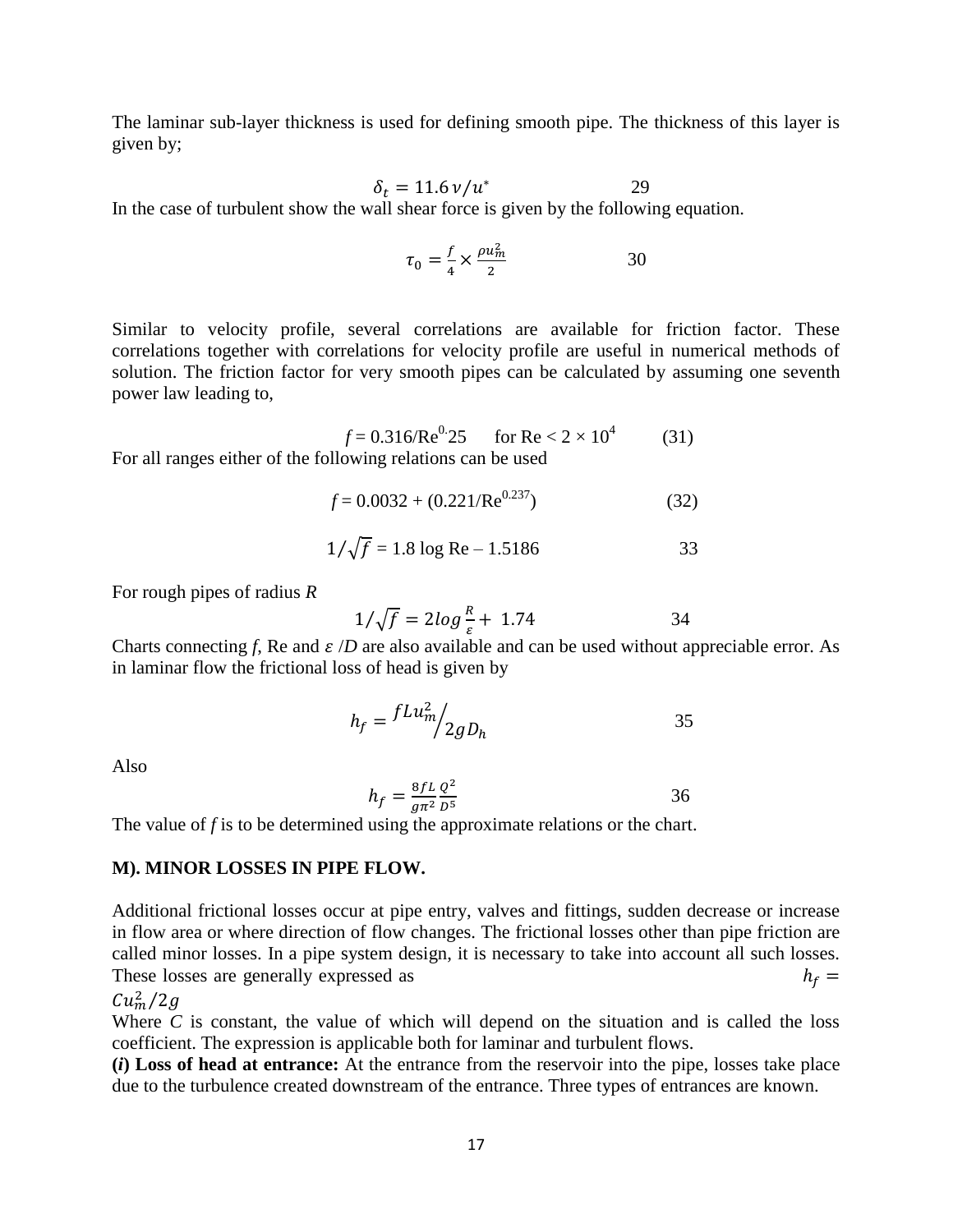The laminar sub-layer thickness is used for defining smooth pipe. The thickness of this layer is given by;

$$\delta_t = 11.6\,\nu/u^* \qquad 29$$

In the case of turbulent show the wall shear force is given by the following equation.

$$\tau_0 = \frac{f}{4} \times \frac{\rho u_m^2}{2} \qquad 30$$

Similar to velocity profile, several correlations are available for friction factor. These correlations together with correlations for velocity profile are useful in numerical methods of solution. The friction factor for very smooth pipes can be calculated by assuming one seventh power law leading to,

$$f = 0.316/Re^{0.25} \quad \text{for } Re < 2 \times 10^4 \qquad (31)$$

For all ranges either of the following relations can be used

$$f = 0.0032 + (0.221/Re^{0.237}) \qquad (32)$$

$$1/\sqrt{f} = 1.8 \log Re - 1.5186 \qquad 33$$

For rough pipes of radius $R$

$$1/\sqrt{f} = 2\log\frac{R}{\varepsilon} + 1.74 \qquad 34$$

Charts connecting $f$, Re and $\varepsilon/D$ are also available and can be used without appreciable error. As in laminar flow the frictional loss of head is given by

$$h_f = fLu_m^2 \big/ 2gD_h \qquad 35$$

Also

$$h_f = \frac{8fL}{g\pi^2}\frac{Q^2}{D^5} \qquad 36$$

The value of $f$ is to be determined using the approximate relations or the chart.

**M). MINOR LOSSES IN PIPE FLOW.**

Additional frictional losses occur at pipe entry, valves and fittings, sudden decrease or increase in flow area or where direction of flow changes. The frictional losses other than pipe friction are called minor losses. In a pipe system design, it is necessary to take into account all such losses. These losses are generally expressed as $h_f = Cu_m^2/2g$

Where $C$ is constant, the value of which will depend on the situation and is called the loss coefficient. The expression is applicable both for laminar and turbulent flows.

**(*i*) Loss of head at entrance:** At the entrance from the reservoir into the pipe, losses take place due to the turbulence created downstream of the entrance. Three types of entrances are known.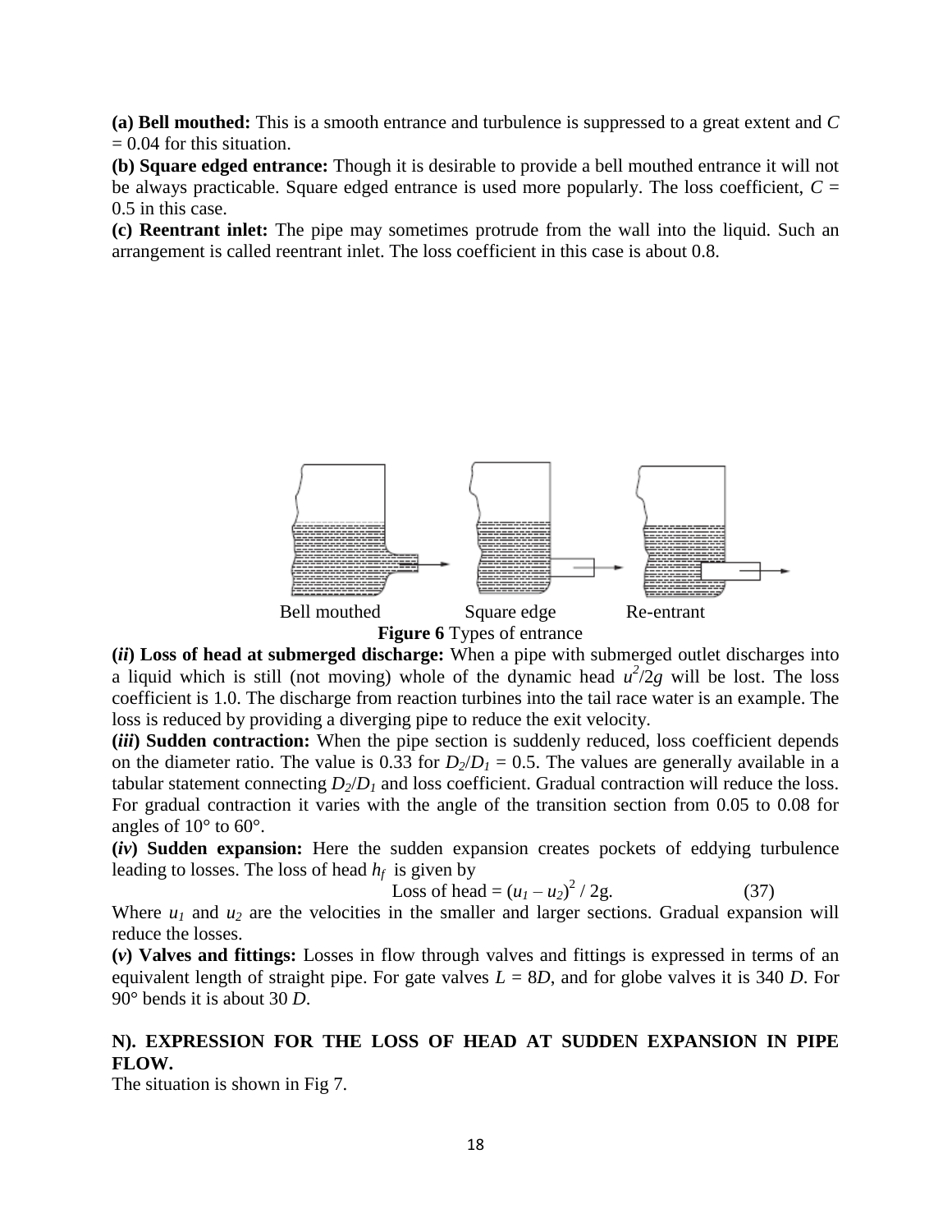**(a) Bell mouthed:** This is a smooth entrance and turbulence is suppressed to a great extent and $C = 0.04$ for this situation.

**(b) Square edged entrance:** Though it is desirable to provide a bell mouthed entrance it will not be always practicable. Square edged entrance is used more popularly. The loss coefficient, $C = 0.5$ in this case.

**(c) Reentrant inlet:** The pipe may sometimes protrude from the wall into the liquid. Such an arrangement is called reentrant inlet. The loss coefficient in this case is about 0.8.

Bell mouthed    Square edge    Re-entrant

**Figure 6** Types of entrance

**(*ii*) Loss of head at submerged discharge:** When a pipe with submerged outlet discharges into a liquid which is still (not moving) whole of the dynamic head $u^2/2g$ will be lost. The loss coefficient is 1.0. The discharge from reaction turbines into the tail race water is an example. The loss is reduced by providing a diverging pipe to reduce the exit velocity.

**(*iii*) Sudden contraction:** When the pipe section is suddenly reduced, loss coefficient depends on the diameter ratio. The value is 0.33 for $D_2/D_1 = 0.5$. The values are generally available in a tabular statement connecting $D_2/D_1$ and loss coefficient. Gradual contraction will reduce the loss. For gradual contraction it varies with the angle of the transition section from 0.05 to 0.08 for angles of 10° to 60°.

**(*iv*) Sudden expansion:** Here the sudden expansion creates pockets of eddying turbulence leading to losses. The loss of head $h_f$ is given by

$$\text{Loss of head} = (u_1 - u_2)^2 / 2g. \tag{37}$$

Where $u_1$ and $u_2$ are the velocities in the smaller and larger sections. Gradual expansion will reduce the losses.

**(*v*) Valves and fittings:** Losses in flow through valves and fittings is expressed in terms of an equivalent length of straight pipe. For gate valves $L = 8D$, and for globe valves it is 340 $D$. For 90° bends it is about 30 $D$.

## N). EXPRESSION FOR THE LOSS OF HEAD AT SUDDEN EXPANSION IN PIPE FLOW.

The situation is shown in Fig 7.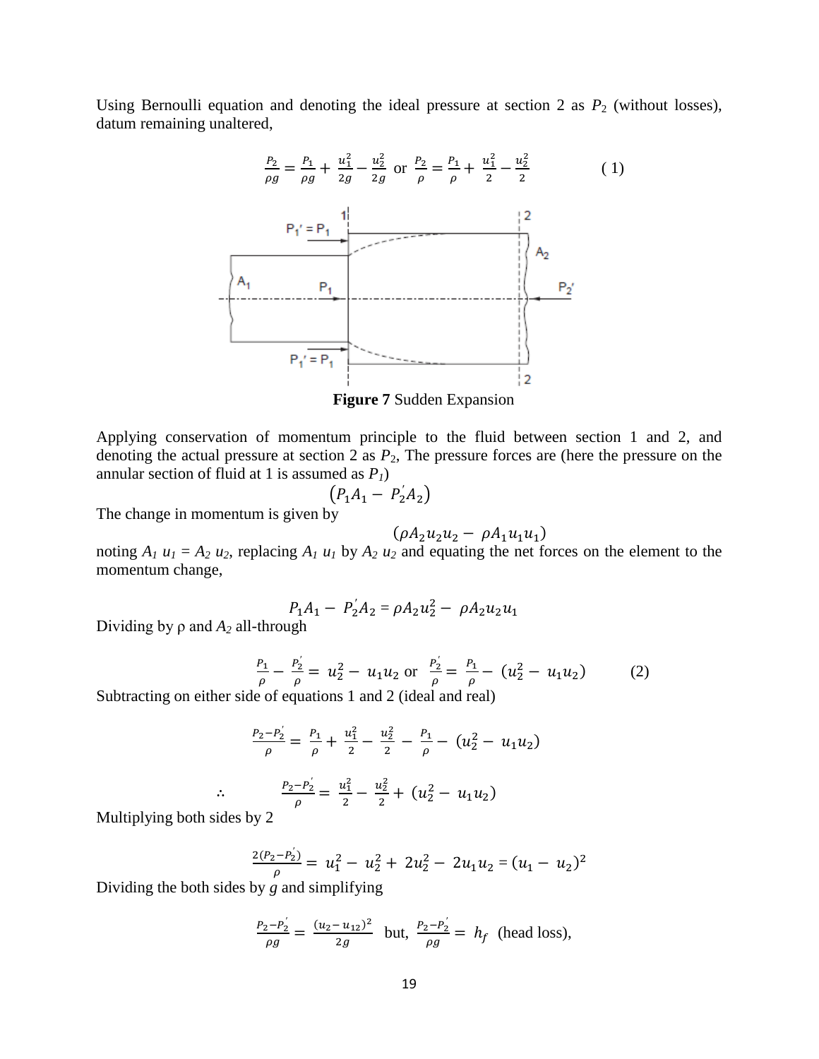Using Bernoulli equation and denoting the ideal pressure at section 2 as $P_2$ (without losses), datum remaining unaltered,

$$\frac{P_2}{\rho g} = \frac{P_1}{\rho g} + \frac{u_1^2}{2g} - \frac{u_2^2}{2g} \text{ or } \frac{P_2}{\rho} = \frac{P_1}{\rho} + \frac{u_1^2}{2} - \frac{u_2^2}{2} \qquad (1)$$

**Figure 7** Sudden Expansion

Applying conservation of momentum principle to the fluid between section 1 and 2, and denoting the actual pressure at section 2 as $P_2$, The pressure forces are (here the pressure on the annular section of fluid at 1 is assumed as $P_1$)

$$\left(P_1 A_1 - P_2' A_2\right)$$

The change in momentum is given by

$$(\rho A_2 u_2 u_2 - \rho A_1 u_1 u_1)$$

noting $A_1\, u_1 = A_2\, u_2$, replacing $A_1\, u_1$ by $A_2\, u_2$ and equating the net forces on the element to the momentum change,

$$P_1 A_1 - P_2' A_2 = \rho A_2 u_2^2 - \rho A_2 u_2 u_1$$

Dividing by ρ and $A_2$ all-through

$$\frac{P_1}{\rho} - \frac{P_2'}{\rho} = u_2^2 - u_1 u_2 \text{ or } \frac{P_2'}{\rho} = \frac{P_1}{\rho} - (u_2^2 - u_1 u_2) \qquad (2)$$

Subtracting on either side of equations 1 and 2 (ideal and real)

$$\frac{P_2 - P_2'}{\rho} = \frac{P_1}{\rho} + \frac{u_1^2}{2} - \frac{u_2^2}{2} - \frac{P_1}{\rho} - (u_2^2 - u_1 u_2)$$

$$\therefore \qquad \frac{P_2 - P_2'}{\rho} = \frac{u_1^2}{2} - \frac{u_2^2}{2} + (u_2^2 - u_1 u_2)$$

Multiplying both sides by 2

$$\frac{2(P_2 - P_2')}{\rho} = u_1^2 - u_2^2 + 2u_2^2 - 2u_1 u_2 = (u_1 - u_2)^2$$

Dividing the both sides by $g$ and simplifying

$$\frac{P_2 - P_2'}{\rho g} = \frac{(u_2 - u_{12})^2}{2g} \text{ but, } \frac{P_2 - P_2'}{\rho g} = h_f \text{ (head loss),}$$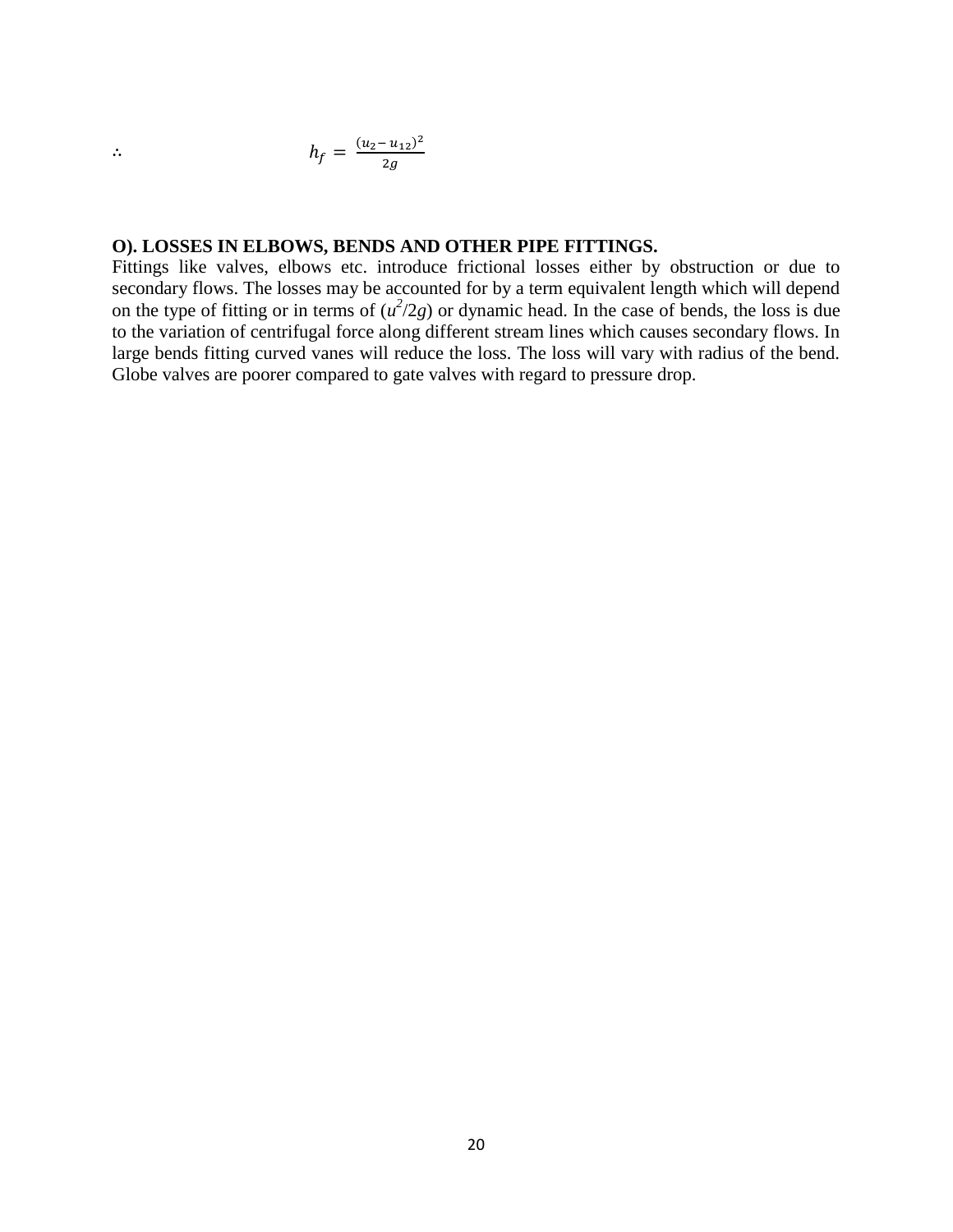$$\therefore \qquad h_f = \frac{(u_2 - u_{12})^2}{2g}$$

**O). LOSSES IN ELBOWS, BENDS AND OTHER PIPE FITTINGS.**

Fittings like valves, elbows etc. introduce frictional losses either by obstruction or due to secondary flows. The losses may be accounted for by a term equivalent length which will depend on the type of fitting or in terms of ($u^2/2g$) or dynamic head. In the case of bends, the loss is due to the variation of centrifugal force along different stream lines which causes secondary flows. In large bends fitting curved vanes will reduce the loss. The loss will vary with radius of the bend. Globe valves are poorer compared to gate valves with regard to pressure drop.